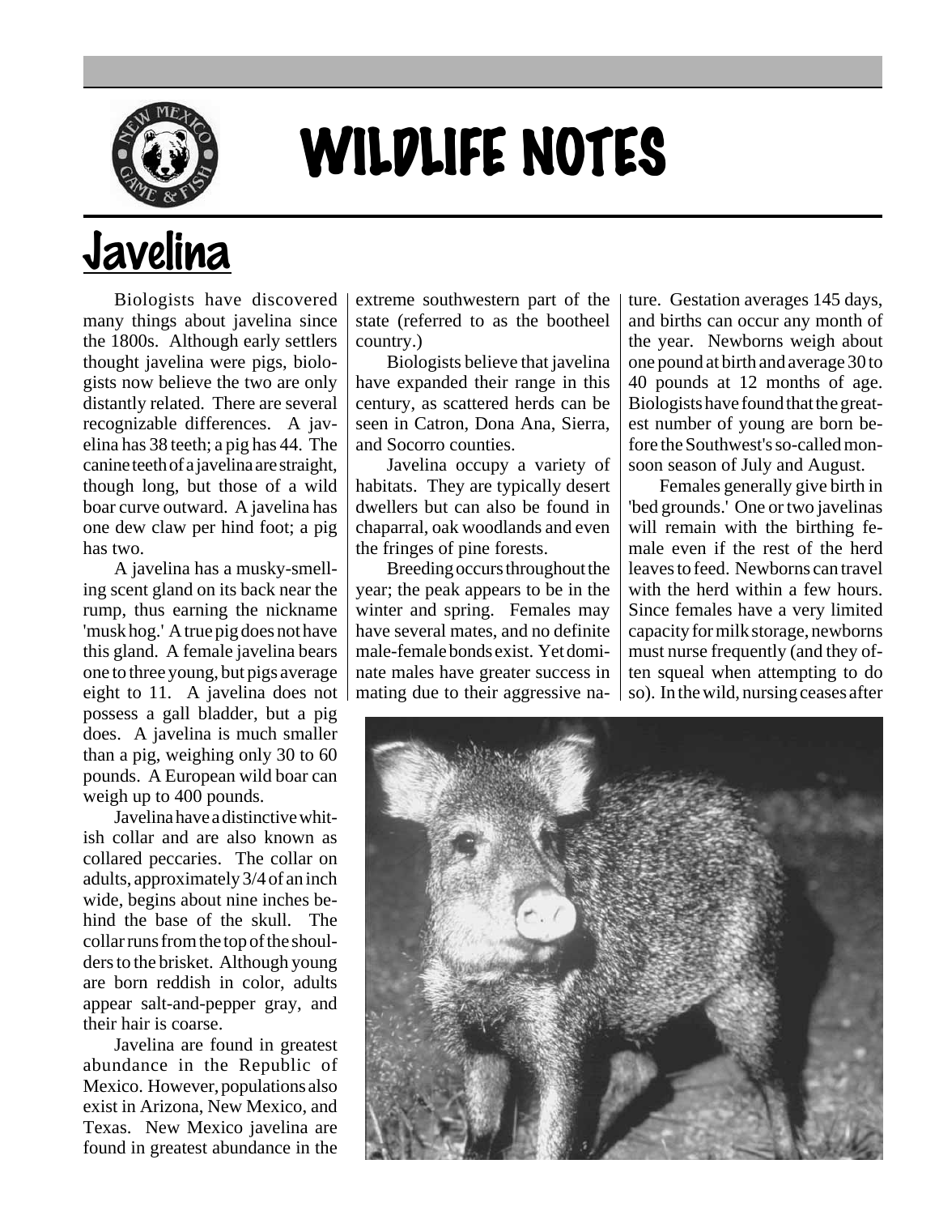# WILDLIFE NOTES

## Javelina

Biologists have discovered many things about javelina since the 1800s. Although early settlers thought javelina were pigs, biologists now believe the two are only distantly related. There are several recognizable differences. A javelina has 38 teeth; a pig has 44. The canine teeth of a javelina are straight, though long, but those of a wild boar curve outward. A javelina has one dew claw per hind foot; a pig has two.

A javelina has a musky-smelling scent gland on its back near the rump, thus earning the nickname 'musk hog.' A true pig does not have this gland. A female javelina bears one to three young, but pigs average eight to 11. A javelina does not possess a gall bladder, but a pig does. A javelina is much smaller than a pig, weighing only 30 to 60 pounds. A European wild boar can weigh up to 400 pounds.

Javelina have a distinctive whitish collar and are also known as collared peccaries. The collar on adults, approximately 3/4 of an inch wide, begins about nine inches behind the base of the skull. The collar runs from the top of the shoulders to the brisket. Although young are born reddish in color, adults appear salt-and-pepper gray, and their hair is coarse.

Javelina are found in greatest abundance in the Republic of Mexico. However, populations also exist in Arizona, New Mexico, and Texas. New Mexico javelina are found in greatest abundance in the extreme southwestern part of the state (referred to as the bootheel country.)

Biologists believe that javelina have expanded their range in this century, as scattered herds can be seen in Catron, Dona Ana, Sierra, and Socorro counties.

Javelina occupy a variety of habitats. They are typically desert dwellers but can also be found in chaparral, oak woodlands and even the fringes of pine forests.

Breeding occurs throughout the year; the peak appears to be in the winter and spring. Females may have several mates, and no definite male-female bonds exist. Yet dominate males have greater success in mating due to their aggressive nature. Gestation averages 145 days, and births can occur any month of the year. Newborns weigh about one pound at birth and average 30 to 40 pounds at 12 months of age. Biologists have found that the greatest number of young are born before the Southwest's so-called monsoon season of July and August.

Females generally give birth in 'bed grounds.' One or two javelinas will remain with the birthing female even if the rest of the herd leaves to feed. Newborns can travel with the herd within a few hours. Since females have a very limited capacity for milk storage, newborns must nurse frequently (and they often squeal when attempting to do so). In the wild, nursing ceases after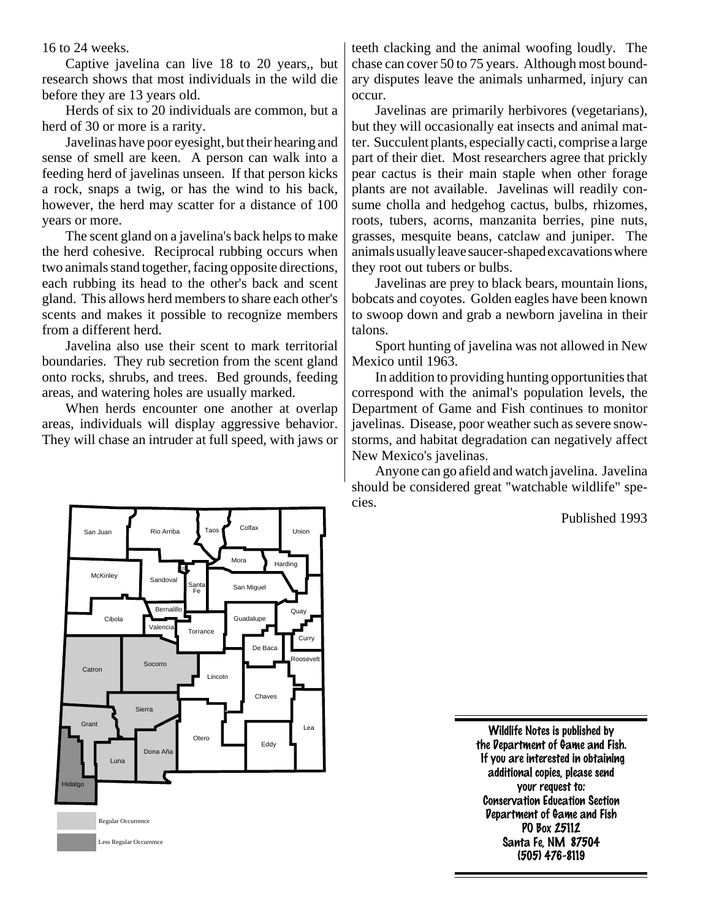16 to 24 weeks.

Captive javelina can live 18 to 20 years,, but research shows that most individuals in the wild die before they are 13 years old.

Herds of six to 20 individuals are common, but a herd of 30 or more is a rarity.

Javelinas have poor eyesight, but their hearing and sense of smell are keen. A person can walk into a feeding herd of javelinas unseen. If that person kicks a rock, snaps a twig, or has the wind to his back, however, the herd may scatter for a distance of 100 years or more.

The scent gland on a javelina's back helps to make the herd cohesive. Reciprocal rubbing occurs when two animals stand together, facing opposite directions, each rubbing its head to the other's back and scent gland. This allows herd members to share each other's scents and makes it possible to recognize members from a different herd.

Javelina also use their scent to mark territorial boundaries. They rub secretion from the scent gland onto rocks, shrubs, and trees. Bed grounds, feeding areas, and watering holes are usually marked.

When herds encounter one another at overlap areas, individuals will display aggressive behavior. They will chase an intruder at full speed, with jaws or teeth clacking and the animal woofing loudly. The chase can cover 50 to 75 years. Although most boundary disputes leave the animals unharmed, injury can occur.

Javelinas are primarily herbivores (vegetarians), but they will occasionally eat insects and animal matter. Succulent plants, especially cacti, comprise a large part of their diet. Most researchers agree that prickly pear cactus is their main staple when other forage plants are not available. Javelinas will readily consume cholla and hedgehog cactus, bulbs, rhizomes, roots, tubers, acorns, manzanita berries, pine nuts, grasses, mesquite beans, catclaw and juniper. The animals usually leave saucer-shaped excavations where they root out tubers or bulbs.

Javelinas are prey to black bears, mountain lions, bobcats and coyotes. Golden eagles have been known to swoop down and grab a newborn javelina in their talons.

Sport hunting of javelina was not allowed in New Mexico until 1963.

In addition to providing hunting opportunities that correspond with the animal's population levels, the Department of Game and Fish continues to monitor javelinas. Disease, poor weather such as severe snowstorms, and habitat degradation can negatively affect New Mexico's javelinas.

Anyone can go afield and watch javelina. Javelina should be considered great "watchable wildlife" species.

Published 1993

San Juan
Rio Arriba
Taos
Colfax
Union
Mora
Harding
McKinley
Sandoval
Santa Fe
San Miguel
Bernalillo
Quay
Cibola
Valencia
Torrance
Guadalupe
Curry
De Baca
Roosevelt
Catron
Socorro
Lincoln
Chaves
Sierra
Grant
Lea
Otero
Eddy
Dona Aña
Luna
Hidalgo

Regular Occurrence

Less Regular Occurrence

**Wildlife Notes is published by the Department of Game and Fish. If you are interested in obtaining additional copies, please send your request to:**
**Conservation Education Section**
**Department of Game and Fish**
**PO Box 25112**
**Santa Fe, NM 87504**
**(505) 476-8119**